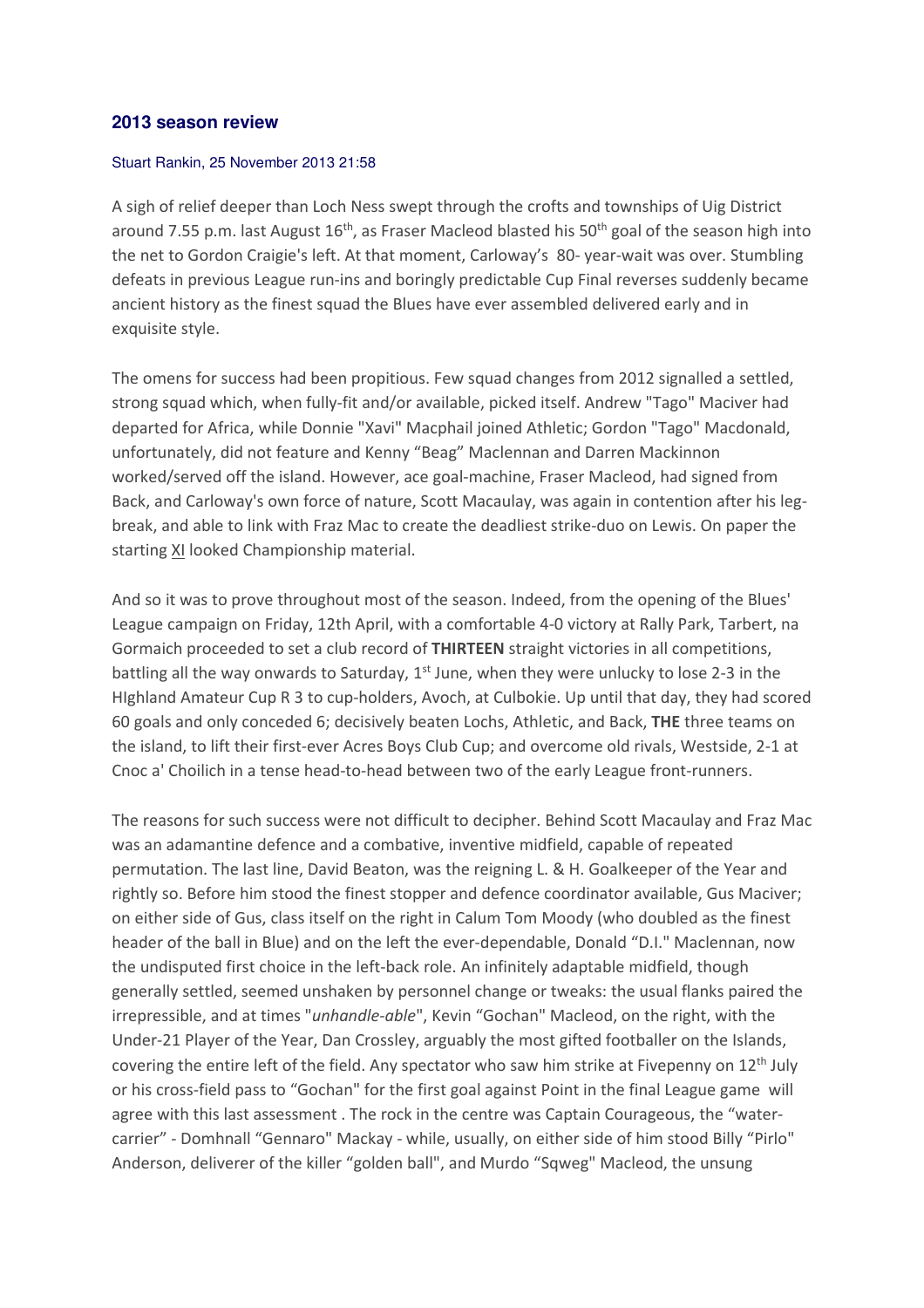## 2013 season review

Stuart Rankin, 25 November 2013 21:58

A sigh of relief deeper than Loch Ness swept through the crofts and townships of Uig District around 7.55 p.m. last August 16th, as Fraser Macleod blasted his 50th goal of the season high into the net to Gordon Craigie's left. At that moment, Carloway's 80- year-wait was over. Stumbling defeats in previous League run-ins and boringly predictable Cup Final reverses suddenly became ancient history as the finest squad the Blues have ever assembled delivered early and in exquisite style.

The omens for success had been propitious. Few squad changes from 2012 signalled a settled, strong squad which, when fully-fit and/or available, picked itself. Andrew "Tago" Maciver had departed for Africa, while Donnie "Xavi" Macphail joined Athletic; Gordon "Tago" Macdonald, unfortunately, did not feature and Kenny "Beag" Maclennan and Darren Mackinnon worked/served off the island. However, ace goal-machine, Fraser Macleod, had signed from Back, and Carloway's own force of nature, Scott Macaulay, was again in contention after his leg-break, and able to link with Fraz Mac to create the deadliest strike-duo on Lewis. On paper the starting XI looked Championship material.

And so it was to prove throughout most of the season. Indeed, from the opening of the Blues' League campaign on Friday, 12th April, with a comfortable 4-0 victory at Rally Park, Tarbert, na Gormaich proceeded to set a club record of **THIRTEEN** straight victories in all competitions, battling all the way onwards to Saturday, 1st June, when they were unlucky to lose 2-3 in the HIghland Amateur Cup R 3 to cup-holders, Avoch, at Culbokie. Up until that day, they had scored 60 goals and only conceded 6; decisively beaten Lochs, Athletic, and Back, **THE** three teams on the island, to lift their first-ever Acres Boys Club Cup; and overcome old rivals, Westside, 2-1 at Cnoc a' Choilich in a tense head-to-head between two of the early League front-runners.

The reasons for such success were not difficult to decipher. Behind Scott Macaulay and Fraz Mac was an adamantine defence and a combative, inventive midfield, capable of repeated permutation. The last line, David Beaton, was the reigning L. & H. Goalkeeper of the Year and rightly so. Before him stood the finest stopper and defence coordinator available, Gus Maciver; on either side of Gus, class itself on the right in Calum Tom Moody (who doubled as the finest header of the ball in Blue) and on the left the ever-dependable, Donald "D.I." Maclennan, now the undisputed first choice in the left-back role. An infinitely adaptable midfield, though generally settled, seemed unshaken by personnel change or tweaks: the usual flanks paired the irrepressible, and at times "*unhandle-able*", Kevin "Gochan" Macleod, on the right, with the Under-21 Player of the Year, Dan Crossley, arguably the most gifted footballer on the Islands, covering the entire left of the field. Any spectator who saw him strike at Fivepenny on 12th July or his cross-field pass to "Gochan" for the first goal against Point in the final League game will agree with this last assessment . The rock in the centre was Captain Courageous, the "water-carrier" - Domhnall "Gennaro" Mackay - while, usually, on either side of him stood Billy "Pirlo" Anderson, deliverer of the killer "golden ball", and Murdo "Sqweg" Macleod, the unsung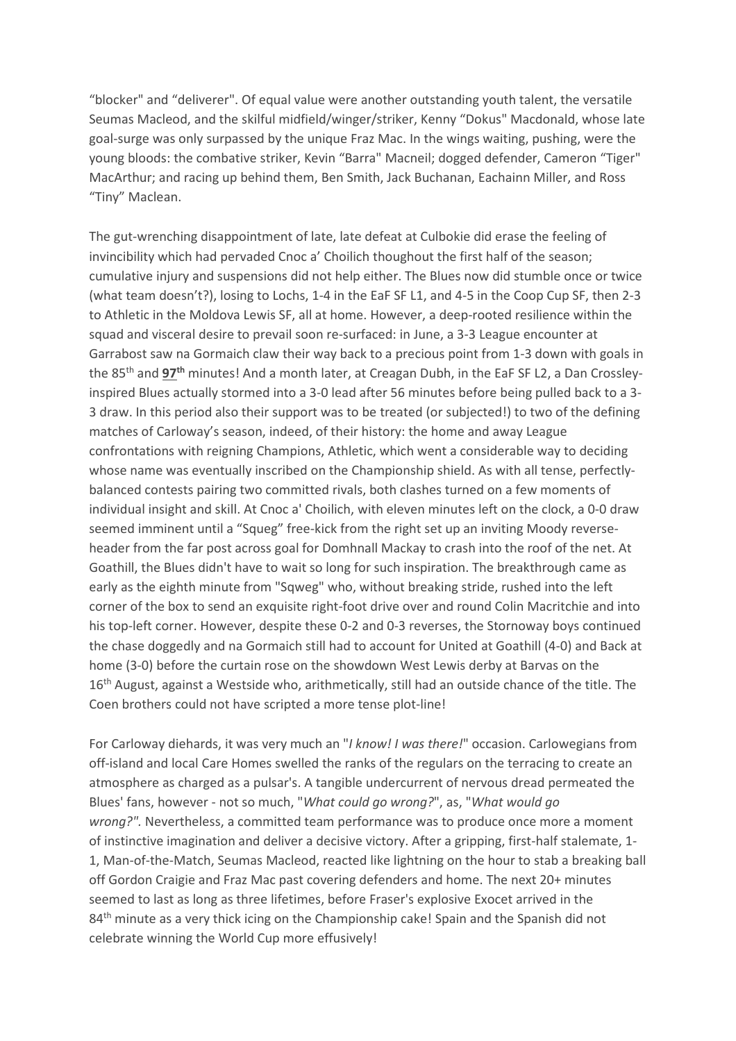"blocker" and "deliverer". Of equal value were another outstanding youth talent, the versatile Seumas Macleod, and the skilful midfield/winger/striker, Kenny "Dokus" Macdonald, whose late goal-surge was only surpassed by the unique Fraz Mac. In the wings waiting, pushing, were the young bloods: the combative striker, Kevin "Barra" Macneil; dogged defender, Cameron "Tiger" MacArthur; and racing up behind them, Ben Smith, Jack Buchanan, Eachainn Miller, and Ross "Tiny" Maclean.

The gut-wrenching disappointment of late, late defeat at Culbokie did erase the feeling of invincibility which had pervaded Cnoc a' Choilich thoughout the first half of the season; cumulative injury and suspensions did not help either. The Blues now did stumble once or twice (what team doesn't?), losing to Lochs, 1-4 in the EaF SF L1, and 4-5 in the Coop Cup SF, then 2-3 to Athletic in the Moldova Lewis SF, all at home. However, a deep-rooted resilience within the squad and visceral desire to prevail soon re-surfaced: in June, a 3-3 League encounter at Garrabost saw na Gormaich claw their way back to a precious point from 1-3 down with goals in the 85th and **97th** minutes! And a month later, at Creagan Dubh, in the EaF SF L2, a Dan Crossley-inspired Blues actually stormed into a 3-0 lead after 56 minutes before being pulled back to a 3-3 draw. In this period also their support was to be treated (or subjected!) to two of the defining matches of Carloway's season, indeed, of their history: the home and away League confrontations with reigning Champions, Athletic, which went a considerable way to deciding whose name was eventually inscribed on the Championship shield. As with all tense, perfectly-balanced contests pairing two committed rivals, both clashes turned on a few moments of individual insight and skill. At Cnoc a' Choilich, with eleven minutes left on the clock, a 0-0 draw seemed imminent until a "Squeg" free-kick from the right set up an inviting Moody reverse-header from the far post across goal for Domhnall Mackay to crash into the roof of the net. At Goathill, the Blues didn't have to wait so long for such inspiration. The breakthrough came as early as the eighth minute from "Sqweg" who, without breaking stride, rushed into the left corner of the box to send an exquisite right-foot drive over and round Colin Macritchie and into his top-left corner. However, despite these 0-2 and 0-3 reverses, the Stornoway boys continued the chase doggedly and na Gormaich still had to account for United at Goathill (4-0) and Back at home (3-0) before the curtain rose on the showdown West Lewis derby at Barvas on the 16th August, against a Westside who, arithmetically, still had an outside chance of the title. The Coen brothers could not have scripted a more tense plot-line!

For Carloway diehards, it was very much an "*I know! I was there!*" occasion. Carlowegians from off-island and local Care Homes swelled the ranks of the regulars on the terracing to create an atmosphere as charged as a pulsar's. A tangible undercurrent of nervous dread permeated the Blues' fans, however - not so much, "*What could go wrong?*", as, "*What would go wrong?"*. Nevertheless, a committed team performance was to produce once more a moment of instinctive imagination and deliver a decisive victory. After a gripping, first-half stalemate, 1-1, Man-of-the-Match, Seumas Macleod, reacted like lightning on the hour to stab a breaking ball off Gordon Craigie and Fraz Mac past covering defenders and home. The next 20+ minutes seemed to last as long as three lifetimes, before Fraser's explosive Exocet arrived in the 84th minute as a very thick icing on the Championship cake! Spain and the Spanish did not celebrate winning the World Cup more effusively!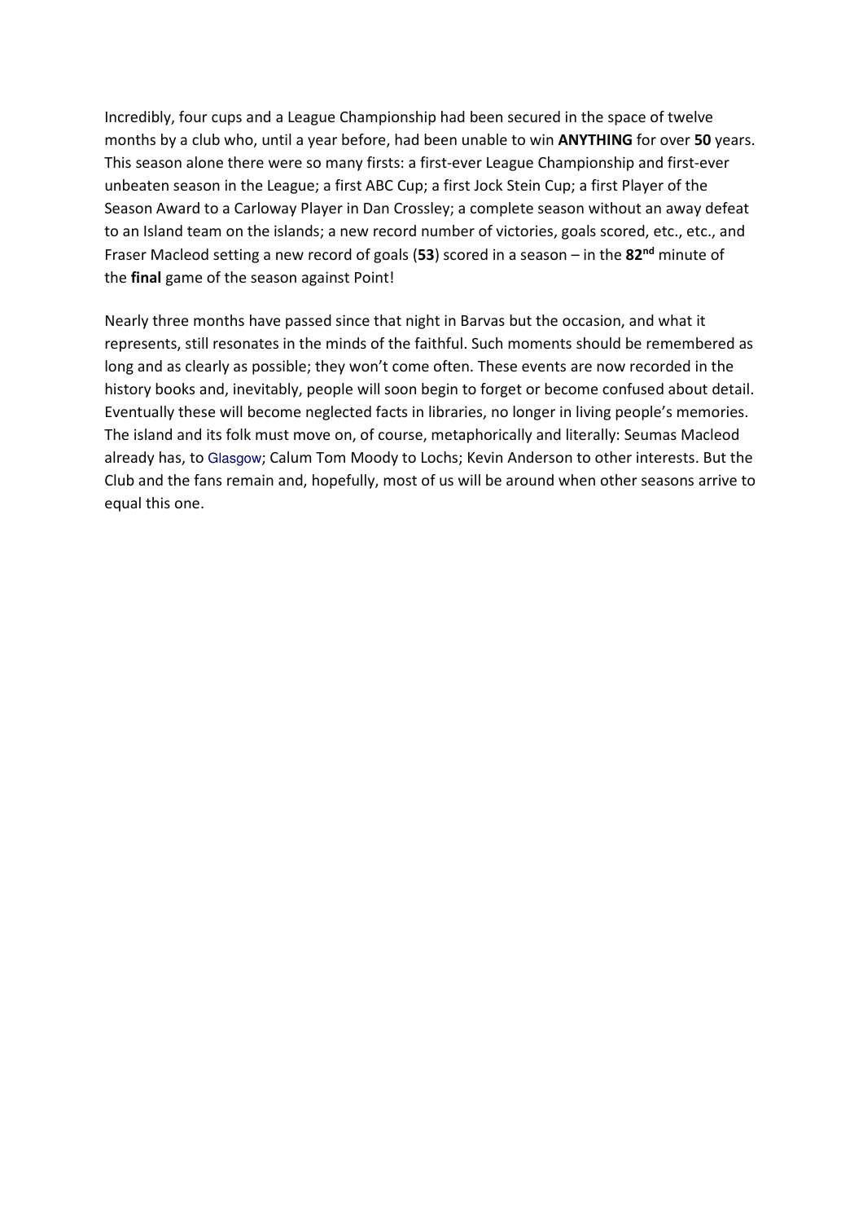Incredibly, four cups and a League Championship had been secured in the space of twelve months by a club who, until a year before, had been unable to win **ANYTHING** for over **50** years. This season alone there were so many firsts: a first-ever League Championship and first-ever unbeaten season in the League; a first ABC Cup; a first Jock Stein Cup; a first Player of the Season Award to a Carloway Player in Dan Crossley; a complete season without an away defeat to an Island team on the islands; a new record number of victories, goals scored, etc., etc., and Fraser Macleod setting a new record of goals (**53**) scored in a season – in the **82nd** minute of the **final** game of the season against Point!

Nearly three months have passed since that night in Barvas but the occasion, and what it represents, still resonates in the minds of the faithful. Such moments should be remembered as long and as clearly as possible; they won't come often. These events are now recorded in the history books and, inevitably, people will soon begin to forget or become confused about detail. Eventually these will become neglected facts in libraries, no longer in living people's memories. The island and its folk must move on, of course, metaphorically and literally: Seumas Macleod already has, to Glasgow; Calum Tom Moody to Lochs; Kevin Anderson to other interests. But the Club and the fans remain and, hopefully, most of us will be around when other seasons arrive to equal this one.